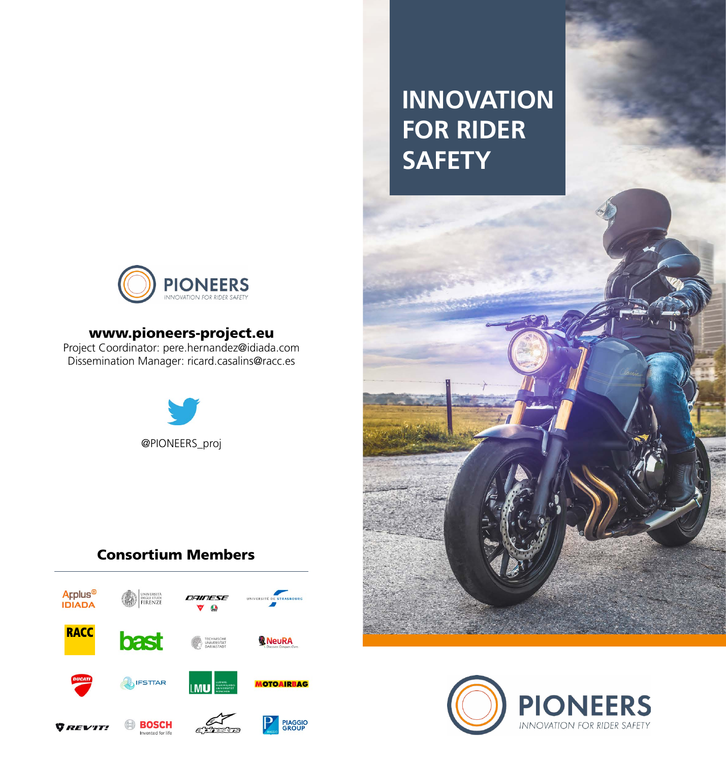PIONEERS

INNOVATION FOR RIDER SAFETY

**www.pioneers-project.eu**

Project Coordinator: pere.hernandez@idiada.com

Dissemination Manager: ricard.casalins@racc.es

@PIONEERS_proj

## Consortium Members

Applus IDIADA, Università degli Studi Firenze, Dainese, Université de Strasbourg, RACC, bast, Technische Universität Darmstadt, NeuRA, Ducati, IFSTTAR, LMU Ludwig-Maximilians-Universität München, Motoairbag, Revit!, Bosch, Alpinestars, Piaggio Group

# INNOVATION FOR RIDER SAFETY

PIONEERS

INNOVATION FOR RIDER SAFETY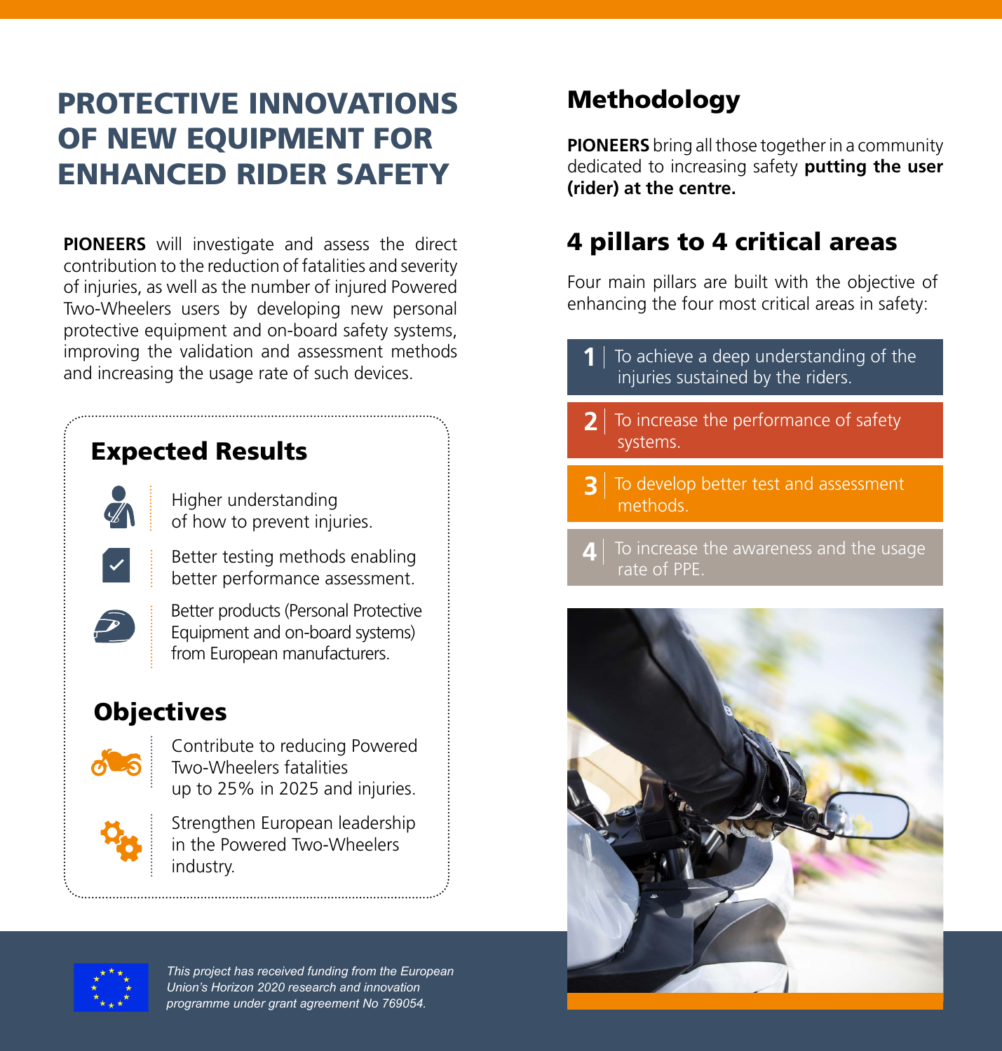# PROTECTIVE INNOVATIONS OF NEW EQUIPMENT FOR ENHANCED RIDER SAFETY

**PIONEERS** will investigate and assess the direct contribution to the reduction of fatalities and severity of injuries, as well as the number of injured Powered Two-Wheelers users by developing new personal protective equipment and on-board safety systems, improving the validation and assessment methods and increasing the usage rate of such devices.

## Expected Results

- Higher understanding of how to prevent injuries.
- Better testing methods enabling better performance assessment.
- Better products (Personal Protective Equipment and on-board systems) from European manufacturers.

## Objectives

- Contribute to reducing Powered Two-Wheelers fatalities up to 25% in 2025 and injuries.
- Strengthen European leadership in the Powered Two-Wheelers industry.

## Methodology

**PIONEERS** bring all those together in a community dedicated to increasing safety **putting the user (rider) at the centre.**

## 4 pillars to 4 critical areas

Four main pillars are built with the objective of enhancing the four most critical areas in safety:

1. To achieve a deep understanding of the injuries sustained by the riders.
2. To increase the performance of safety systems.
3. To develop better test and assessment methods.
4. To increase the awareness and the usage rate of PPE.

*This project has received funding from the European Union's Horizon 2020 research and innovation programme under grant agreement No 769054.*